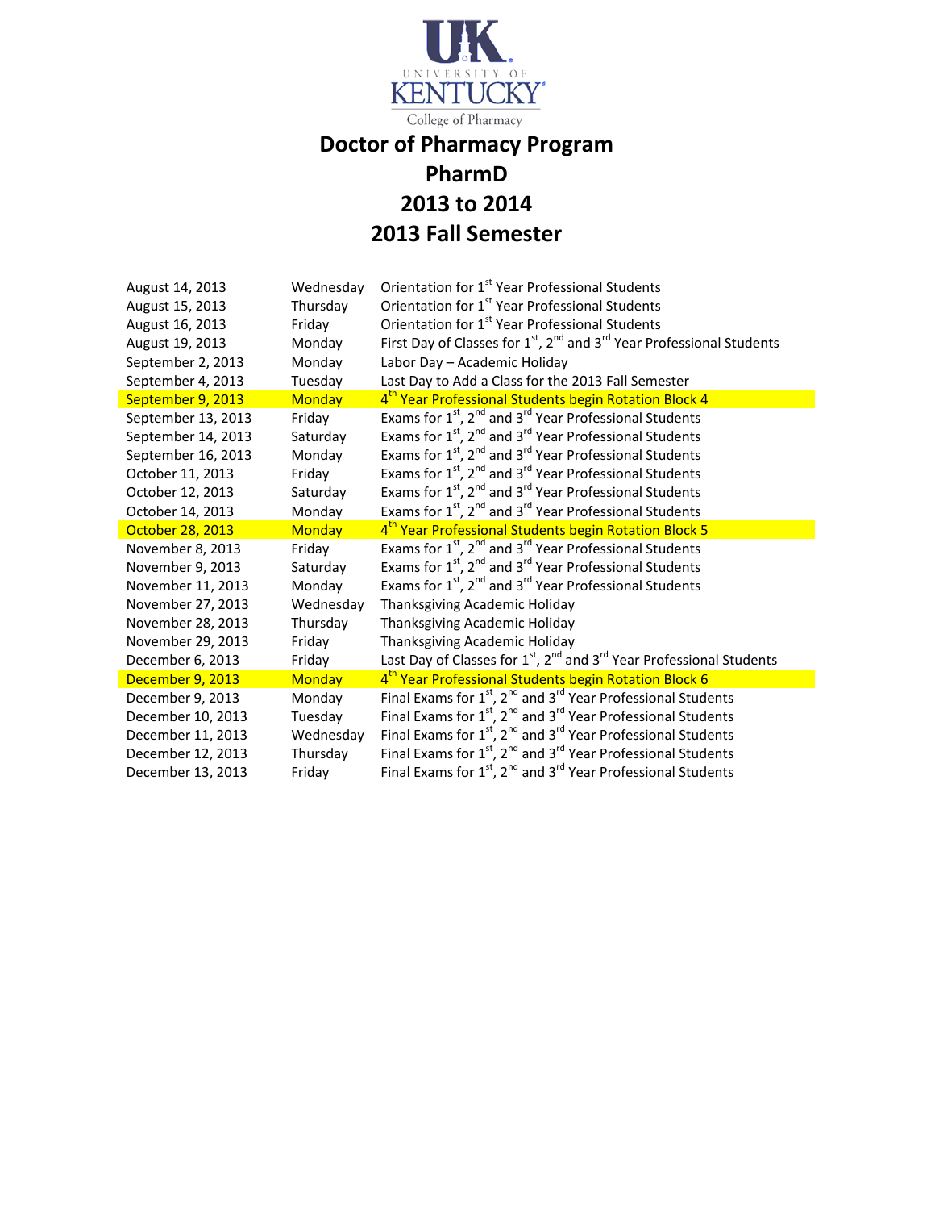UK University of Kentucky College of Pharmacy

# Doctor of Pharmacy Program
# PharmD
# 2013 to 2014
# 2013 Fall Semester

| Date | Day | Event |
| --- | --- | --- |
| August 14, 2013 | Wednesday | Orientation for 1st Year Professional Students |
| August 15, 2013 | Thursday | Orientation for 1st Year Professional Students |
| August 16, 2013 | Friday | Orientation for 1st Year Professional Students |
| August 19, 2013 | Monday | First Day of Classes for 1st, 2nd and 3rd Year Professional Students |
| September 2, 2013 | Monday | Labor Day – Academic Holiday |
| September 4, 2013 | Tuesday | Last Day to Add a Class for the 2013 Fall Semester |
| September 9, 2013 | Monday | 4th Year Professional Students begin Rotation Block 4 |
| September 13, 2013 | Friday | Exams for 1st, 2nd and 3rd Year Professional Students |
| September 14, 2013 | Saturday | Exams for 1st, 2nd and 3rd Year Professional Students |
| September 16, 2013 | Monday | Exams for 1st, 2nd and 3rd Year Professional Students |
| October 11, 2013 | Friday | Exams for 1st, 2nd and 3rd Year Professional Students |
| October 12, 2013 | Saturday | Exams for 1st, 2nd and 3rd Year Professional Students |
| October 14, 2013 | Monday | Exams for 1st, 2nd and 3rd Year Professional Students |
| October 28, 2013 | Monday | 4th Year Professional Students begin Rotation Block 5 |
| November 8, 2013 | Friday | Exams for 1st, 2nd and 3rd Year Professional Students |
| November 9, 2013 | Saturday | Exams for 1st, 2nd and 3rd Year Professional Students |
| November 11, 2013 | Monday | Exams for 1st, 2nd and 3rd Year Professional Students |
| November 27, 2013 | Wednesday | Thanksgiving Academic Holiday |
| November 28, 2013 | Thursday | Thanksgiving Academic Holiday |
| November 29, 2013 | Friday | Thanksgiving Academic Holiday |
| December 6, 2013 | Friday | Last Day of Classes for 1st, 2nd and 3rd Year Professional Students |
| December 9, 2013 | Monday | 4th Year Professional Students begin Rotation Block 6 |
| December 9, 2013 | Monday | Final Exams for 1st, 2nd and 3rd Year Professional Students |
| December 10, 2013 | Tuesday | Final Exams for 1st, 2nd and 3rd Year Professional Students |
| December 11, 2013 | Wednesday | Final Exams for 1st, 2nd and 3rd Year Professional Students |
| December 12, 2013 | Thursday | Final Exams for 1st, 2nd and 3rd Year Professional Students |
| December 13, 2013 | Friday | Final Exams for 1st, 2nd and 3rd Year Professional Students |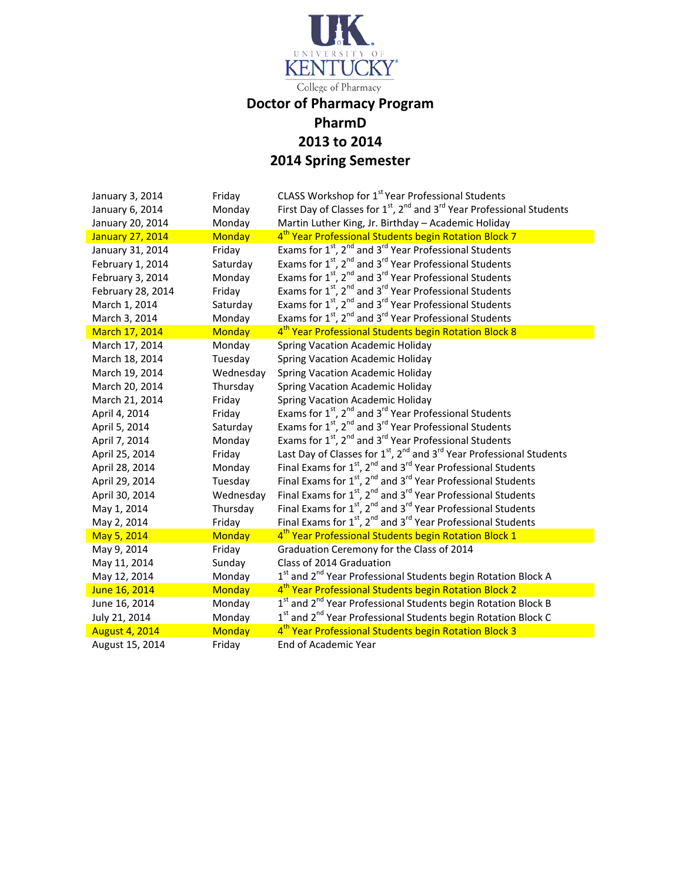University of Kentucky College of Pharmacy

# Doctor of Pharmacy Program
## PharmD
## 2013 to 2014
## 2014 Spring Semester

| | | |
|---|---|---|
| January 3, 2014 | Friday | CLASS Workshop for 1st Year Professional Students |
| January 6, 2014 | Monday | First Day of Classes for 1st, 2nd and 3rd Year Professional Students |
| January 20, 2014 | Monday | Martin Luther King, Jr. Birthday – Academic Holiday |
| January 27, 2014 | Monday | 4th Year Professional Students begin Rotation Block 7 |
| January 31, 2014 | Friday | Exams for 1st, 2nd and 3rd Year Professional Students |
| February 1, 2014 | Saturday | Exams for 1st, 2nd and 3rd Year Professional Students |
| February 3, 2014 | Monday | Exams for 1st, 2nd and 3rd Year Professional Students |
| February 28, 2014 | Friday | Exams for 1st, 2nd and 3rd Year Professional Students |
| March 1, 2014 | Saturday | Exams for 1st, 2nd and 3rd Year Professional Students |
| March 3, 2014 | Monday | Exams for 1st, 2nd and 3rd Year Professional Students |
| March 17, 2014 | Monday | 4th Year Professional Students begin Rotation Block 8 |
| March 17, 2014 | Monday | Spring Vacation Academic Holiday |
| March 18, 2014 | Tuesday | Spring Vacation Academic Holiday |
| March 19, 2014 | Wednesday | Spring Vacation Academic Holiday |
| March 20, 2014 | Thursday | Spring Vacation Academic Holiday |
| March 21, 2014 | Friday | Spring Vacation Academic Holiday |
| April 4, 2014 | Friday | Exams for 1st, 2nd and 3rd Year Professional Students |
| April 5, 2014 | Saturday | Exams for 1st, 2nd and 3rd Year Professional Students |
| April 7, 2014 | Monday | Exams for 1st, 2nd and 3rd Year Professional Students |
| April 25, 2014 | Friday | Last Day of Classes for 1st, 2nd and 3rd Year Professional Students |
| April 28, 2014 | Monday | Final Exams for 1st, 2nd and 3rd Year Professional Students |
| April 29, 2014 | Tuesday | Final Exams for 1st, 2nd and 3rd Year Professional Students |
| April 30, 2014 | Wednesday | Final Exams for 1st, 2nd and 3rd Year Professional Students |
| May 1, 2014 | Thursday | Final Exams for 1st, 2nd and 3rd Year Professional Students |
| May 2, 2014 | Friday | Final Exams for 1st, 2nd and 3rd Year Professional Students |
| May 5, 2014 | Monday | 4th Year Professional Students begin Rotation Block 1 |
| May 9, 2014 | Friday | Graduation Ceremony for the Class of 2014 |
| May 11, 2014 | Sunday | Class of 2014 Graduation |
| May 12, 2014 | Monday | 1st and 2nd Year Professional Students begin Rotation Block A |
| June 16, 2014 | Monday | 4th Year Professional Students begin Rotation Block 2 |
| June 16, 2014 | Monday | 1st and 2nd Year Professional Students begin Rotation Block B |
| July 21, 2014 | Monday | 1st and 2nd Year Professional Students begin Rotation Block C |
| August 4, 2014 | Monday | 4th Year Professional Students begin Rotation Block 3 |
| August 15, 2014 | Friday | End of Academic Year |